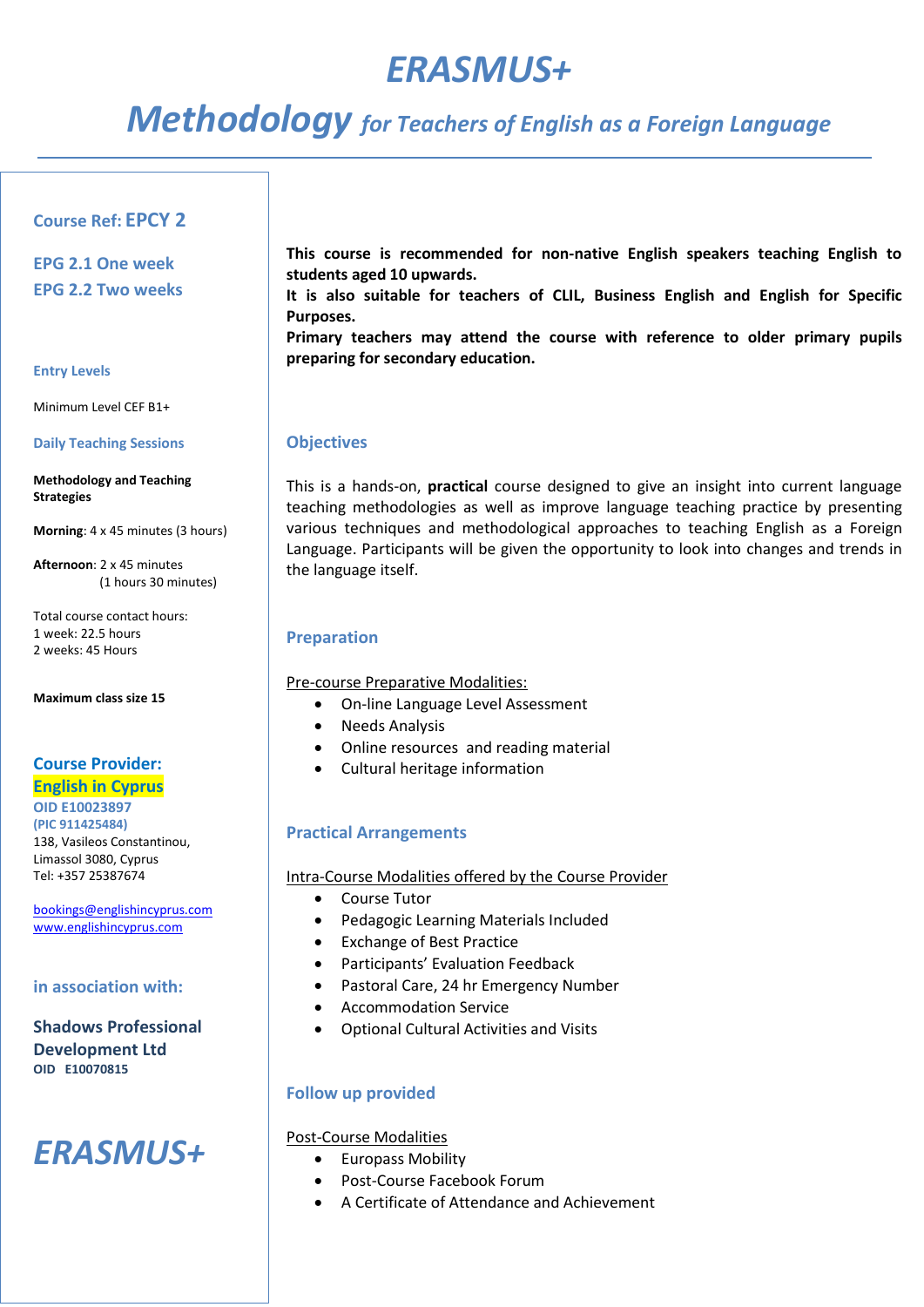# ERASMUS+

## Methodology *for Teachers of English as a Foreign Language*

---

**Course Ref: EPCY 2**

**EPG 2.1 One week**
**EPG 2.2 Two weeks**

**Entry Levels**

Minimum Level CEF B1+

**Daily Teaching Sessions**

**Methodology and Teaching Strategies**

**Morning**: 4 x 45 minutes (3 hours)

**Afternoon**: 2 x 45 minutes (1 hours 30 minutes)

Total course contact hours:
1 week: 22.5 hours
2 weeks: 45 Hours

**Maximum class size 15**

**Course Provider:**
**English in Cyprus**
**OID E10023897**
**(PIC 911425484)**
138, Vasileos Constantinou,
Limassol 3080, Cyprus
Tel: +357 25387674

bookings@englishincyprus.com
www.englishincyprus.com

**in association with:**

**Shadows Professional Development Ltd**
**OID E10070815**

*ERASMUS+*

**This course is recommended for non-native English speakers teaching English to students aged 10 upwards.**
**It is also suitable for teachers of CLIL, Business English and English for Specific Purposes.**
**Primary teachers may attend the course with reference to older primary pupils preparing for secondary education.**

### Objectives

This is a hands-on, **practical** course designed to give an insight into current language teaching methodologies as well as improve language teaching practice by presenting various techniques and methodological approaches to teaching English as a Foreign Language. Participants will be given the opportunity to look into changes and trends in the language itself.

### Preparation

Pre-course Preparative Modalities:

- On-line Language Level Assessment
- Needs Analysis
- Online resources and reading material
- Cultural heritage information

### Practical Arrangements

Intra-Course Modalities offered by the Course Provider

- Course Tutor
- Pedagogic Learning Materials Included
- Exchange of Best Practice
- Participants' Evaluation Feedback
- Pastoral Care, 24 hr Emergency Number
- Accommodation Service
- Optional Cultural Activities and Visits

### Follow up provided

Post-Course Modalities

- Europass Mobility
- Post-Course Facebook Forum
- A Certificate of Attendance and Achievement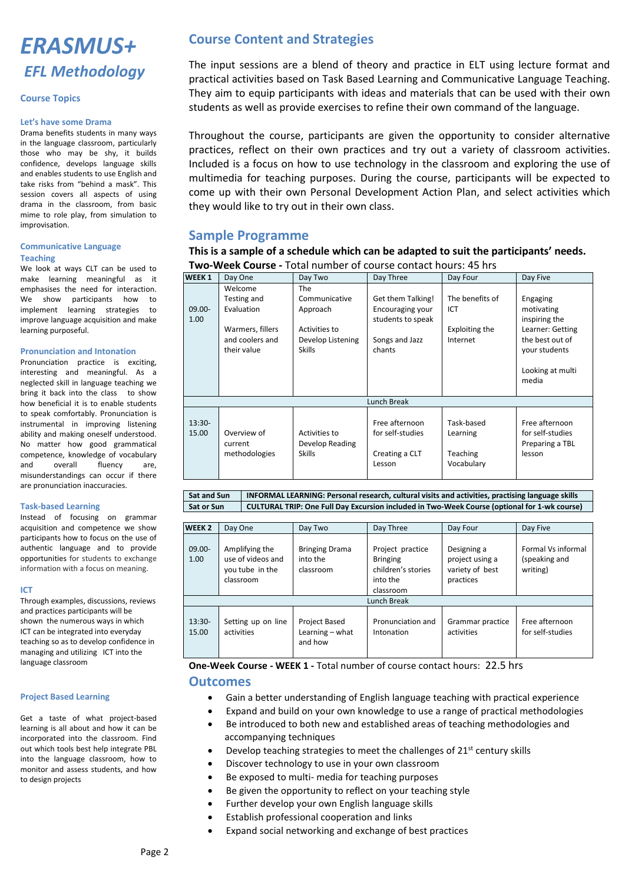# *ERASMUS+*
## *EFL Methodology*

### Course Topics

**Let's have some Drama**

Drama benefits students in many ways in the language classroom, particularly those who may be shy, it builds confidence, develops language skills and enables students to use English and take risks from "behind a mask". This session covers all aspects of using drama in the classroom, from basic mime to role play, from simulation to improvisation.

**Communicative Language Teaching**

We look at ways CLT can be used to make learning meaningful as it emphasises the need for interaction. We show participants how to implement learning strategies to improve language acquisition and make learning purposeful.

**Pronunciation and Intonation**

Pronunciation practice is exciting, interesting and meaningful. As a neglected skill in language teaching we bring it back into the class to show how beneficial it is to enable students to speak comfortably. Pronunciation is instrumental in improving listening ability and making oneself understood. No matter how good grammatical competence, knowledge of vocabulary and overall fluency are, misunderstandings can occur if there are pronunciation inaccuracies.

**Task-based Learning**

Instead of focusing on grammar acquisition and competence we show participants how to focus on the use of authentic language and to provide opportunities for students to exchange information with a focus on meaning.

**ICT**

Through examples, discussions, reviews and practices participants will be shown the numerous ways in which ICT can be integrated into everyday teaching so as to develop confidence in managing and utilizing ICT into the language classroom

**Project Based Learning**

Get a taste of what project-based learning is all about and how it can be incorporated into the classroom. Find out which tools best help integrate PBL into the language classroom, how to monitor and assess students, and how to design projects

## Course Content and Strategies

The input sessions are a blend of theory and practice in ELT using lecture format and practical activities based on Task Based Learning and Communicative Language Teaching. They aim to equip participants with ideas and materials that can be used with their own students as well as provide exercises to refine their own command of the language.

Throughout the course, participants are given the opportunity to consider alternative practices, reflect on their own practices and try out a variety of classroom activities. Included is a focus on how to use technology in the classroom and exploring the use of multimedia for teaching purposes. During the course, participants will be expected to come up with their own Personal Development Action Plan, and select activities which they would like to try out in their own class.

## Sample Programme

**This is a sample of a schedule which can be adapted to suit the participants' needs.**

**Two-Week Course -** Total number of course contact hours: 45 hrs

| **WEEK 1** | Day One | Day Two | Day Three | Day Four | Day Five |
|---|---|---|---|---|---|
| 09.00-1.00 | Welcome Testing and Evaluation<br><br>Warmers, fillers and coolers and their value | The Communicative Approach<br><br>Activities to Develop Listening Skills | Get them Talking! Encouraging your students to speak<br><br>Songs and Jazz chants | The benefits of ICT<br><br>Exploiting the Internet | Engaging motivating inspiring the Learner: Getting the best out of your students<br><br>Looking at multi media |
| | | | Lunch Break | | |
| 13:30-15.00 | Overview of current methodologies | Activities to Develop Reading Skills | Free afternoon for self-studies<br><br>Creating a CLT Lesson | Task-based Learning<br><br>Teaching Vocabulary | Free afternoon for self-studies Preparing a TBL lesson |

| | |
|---|---|
| **Sat and Sun** | **INFORMAL LEARNING: Personal research, cultural visits and activities, practising language skills** |
| **Sat or Sun** | **CULTURAL TRIP: One Full Day Excursion included in Two-Week Course (optional for 1-wk course)** |

| **WEEK 2** | Day One | Day Two | Day Three | Day Four | Day Five |
|---|---|---|---|---|---|
| 09.00-1.00 | Amplifying the use of videos and you tube in the classroom | Bringing Drama into the classroom | Project practice Bringing children's stories into the classroom | Designing a project using a variety of best practices | Formal Vs informal (speaking and writing) |
| | | | Lunch Break | | |
| 13:30-15.00 | Setting up on line activities | Project Based Learning – what and how | Pronunciation and Intonation | Grammar practice activities | Free afternoon for self-studies |

**One-Week Course - WEEK 1 -** Total number of course contact hours: 22.5 hrs

## Outcomes

- Gain a better understanding of English language teaching with practical experience
- Expand and build on your own knowledge to use a range of practical methodologies
- Be introduced to both new and established areas of teaching methodologies and accompanying techniques
- Develop teaching strategies to meet the challenges of 21st century skills
- Discover technology to use in your own classroom
- Be exposed to multi- media for teaching purposes
- Be given the opportunity to reflect on your teaching style
- Further develop your own English language skills
- Establish professional cooperation and links
- Expand social networking and exchange of best practices